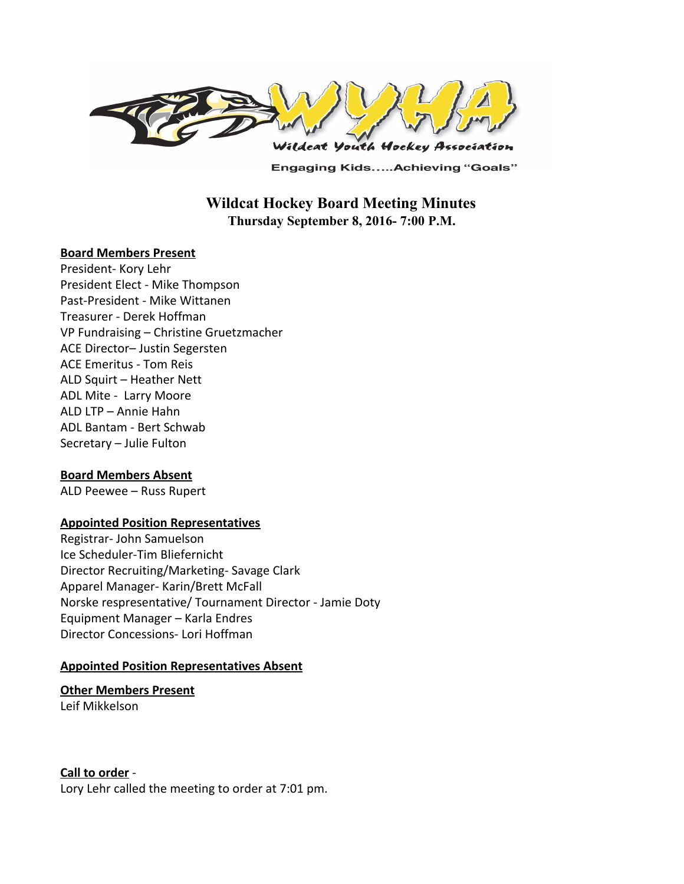Engaging Kids.....Achieving "Goals"

# Wildcat Hockey Board Meeting Minutes

**Thursday September 8, 2016- 7:00 P.M.**

**Board Members Present**

President- Kory Lehr
President Elect - Mike Thompson
Past-President - Mike Wittanen
Treasurer - Derek Hoffman
VP Fundraising – Christine Gruetzmacher
ACE Director– Justin Segersten
ACE Emeritus - Tom Reis
ALD Squirt – Heather Nett
ADL Mite - Larry Moore
ALD LTP – Annie Hahn
ADL Bantam - Bert Schwab
Secretary – Julie Fulton

**Board Members Absent**

ALD Peewee – Russ Rupert

**Appointed Position Representatives**

Registrar- John Samuelson
Ice Scheduler-Tim Bliefernicht
Director Recruiting/Marketing- Savage Clark
Apparel Manager- Karin/Brett McFall
Norske respresentative/ Tournament Director - Jamie Doty
Equipment Manager – Karla Endres
Director Concessions- Lori Hoffman

**Appointed Position Representatives Absent**

**Other Members Present**

Leif Mikkelson

**Call to order** -

Lory Lehr called the meeting to order at 7:01 pm.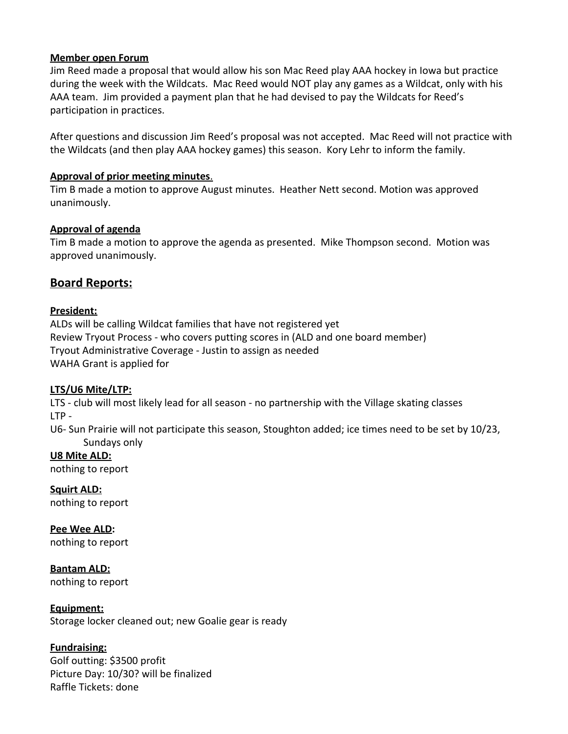**Member open Forum**

Jim Reed made a proposal that would allow his son Mac Reed play AAA hockey in Iowa but practice during the week with the Wildcats. Mac Reed would NOT play any games as a Wildcat, only with his AAA team. Jim provided a payment plan that he had devised to pay the Wildcats for Reed's participation in practices.

After questions and discussion Jim Reed's proposal was not accepted. Mac Reed will not practice with the Wildcats (and then play AAA hockey games) this season. Kory Lehr to inform the family.

**Approval of prior meeting minutes.**

Tim B made a motion to approve August minutes. Heather Nett second. Motion was approved unanimously.

**Approval of agenda**

Tim B made a motion to approve the agenda as presented. Mike Thompson second. Motion was approved unanimously.

## Board Reports:

**President:**

ALDs will be calling Wildcat families that have not registered yet
Review Tryout Process - who covers putting scores in (ALD and one board member)
Tryout Administrative Coverage - Justin to assign as needed
WAHA Grant is applied for

**LTS/U6 Mite/LTP:**

LTS - club will most likely lead for all season - no partnership with the Village skating classes
LTP -
U6- Sun Prairie will not participate this season, Stoughton added; ice times need to be set by 10/23, Sundays only

**U8 Mite ALD:**

nothing to report

**Squirt ALD:**

nothing to report

**Pee Wee ALD:**

nothing to report

**Bantam ALD:**

nothing to report

**Equipment:**

Storage locker cleaned out; new Goalie gear is ready

**Fundraising:**

Golf outting: $3500 profit
Picture Day: 10/30? will be finalized
Raffle Tickets: done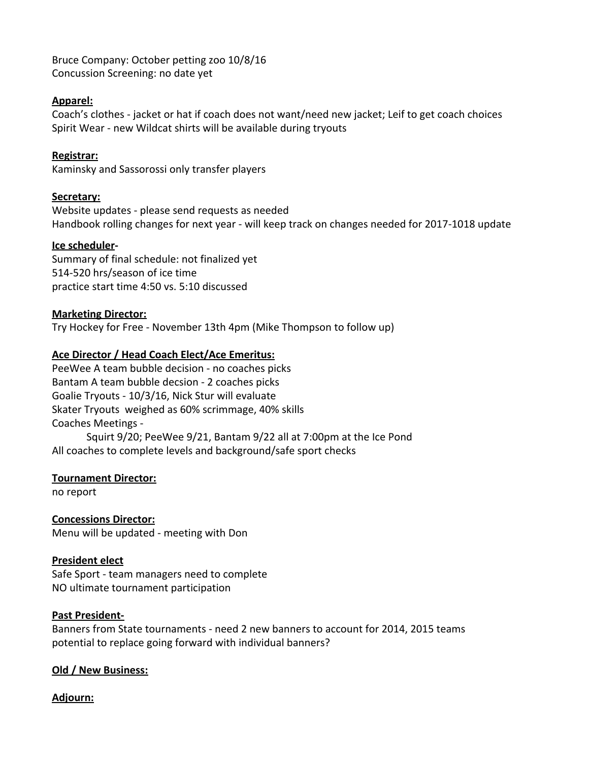Bruce Company: October petting zoo 10/8/16
Concussion Screening: no date yet

**Apparel:**
Coach's clothes - jacket or hat if coach does not want/need new jacket; Leif to get coach choices
Spirit Wear - new Wildcat shirts will be available during tryouts

**Registrar:**
Kaminsky and Sassorossi only transfer players

**Secretary:**
Website updates - please send requests as needed
Handbook rolling changes for next year - will keep track on changes needed for 2017-1018 update

**Ice scheduler-**
Summary of final schedule: not finalized yet
514-520 hrs/season of ice time
practice start time 4:50 vs. 5:10 discussed

**Marketing Director:**
Try Hockey for Free - November 13th 4pm (Mike Thompson to follow up)

**Ace Director / Head Coach Elect/Ace Emeritus:**
PeeWee A team bubble decision - no coaches picks
Bantam A team bubble decsion - 2 coaches picks
Goalie Tryouts - 10/3/16, Nick Stur will evaluate
Skater Tryouts weighed as 60% scrimmage, 40% skills
Coaches Meetings -
Squirt 9/20; PeeWee 9/21, Bantam 9/22 all at 7:00pm at the Ice Pond
All coaches to complete levels and background/safe sport checks

**Tournament Director:**
no report

**Concessions Director:**
Menu will be updated - meeting with Don

**President elect**
Safe Sport - team managers need to complete
NO ultimate tournament participation

**Past President-**
Banners from State tournaments - need 2 new banners to account for 2014, 2015 teams
potential to replace going forward with individual banners?

**Old / New Business:**

**Adjourn:**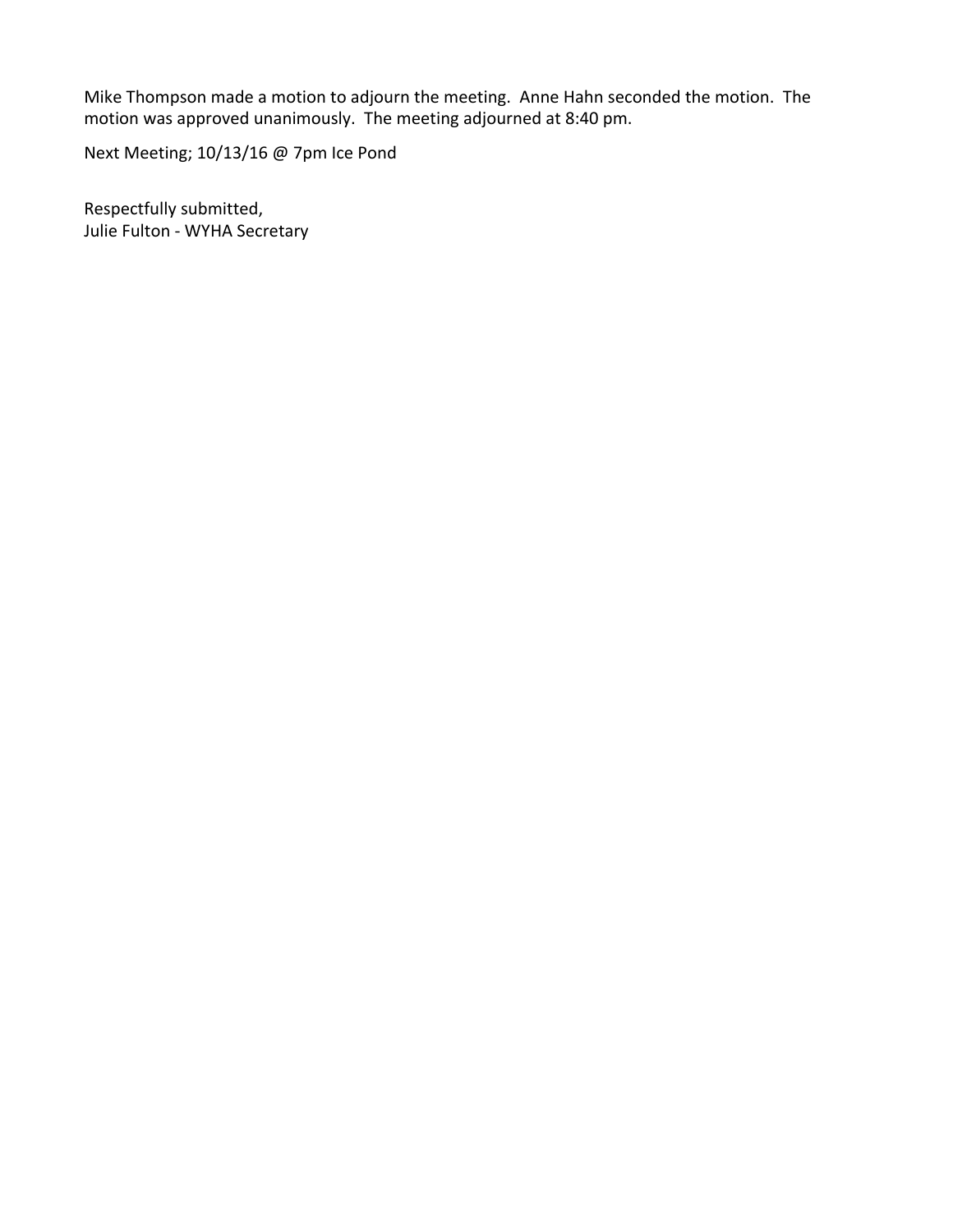Mike Thompson made a motion to adjourn the meeting. Anne Hahn seconded the motion. The motion was approved unanimously. The meeting adjourned at 8:40 pm.

Next Meeting; 10/13/16 @ 7pm Ice Pond

Respectfully submitted,
Julie Fulton - WYHA Secretary